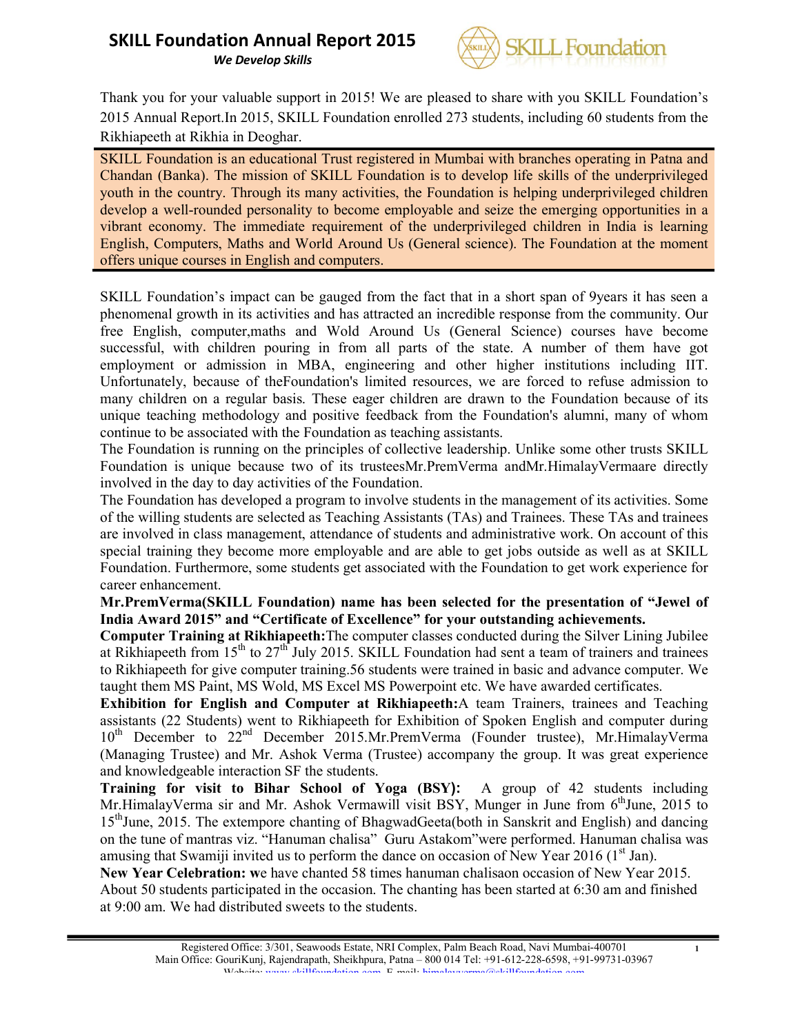# SKILL Foundation Annual Report 2015

***We Develop Skills***

Thank you for your valuable support in 2015! We are pleased to share with you SKILL Foundation's 2015 Annual Report.In 2015, SKILL Foundation enrolled 273 students, including 60 students from the Rikhiapeeth at Rikhia in Deoghar.

SKILL Foundation is an educational Trust registered in Mumbai with branches operating in Patna and Chandan (Banka). The mission of SKILL Foundation is to develop life skills of the underprivileged youth in the country. Through its many activities, the Foundation is helping underprivileged children develop a well-rounded personality to become employable and seize the emerging opportunities in a vibrant economy. The immediate requirement of the underprivileged children in India is learning English, Computers, Maths and World Around Us (General science). The Foundation at the moment offers unique courses in English and computers.

SKILL Foundation's impact can be gauged from the fact that in a short span of 9years it has seen a phenomenal growth in its activities and has attracted an incredible response from the community. Our free English, computer,maths and Wold Around Us (General Science) courses have become successful, with children pouring in from all parts of the state. A number of them have got employment or admission in MBA, engineering and other higher institutions including IIT. Unfortunately, because of theFoundation's limited resources, we are forced to refuse admission to many children on a regular basis. These eager children are drawn to the Foundation because of its unique teaching methodology and positive feedback from the Foundation's alumni, many of whom continue to be associated with the Foundation as teaching assistants.

The Foundation is running on the principles of collective leadership. Unlike some other trusts SKILL Foundation is unique because two of its trusteesMr.PremVerma andMr.HimalayVermaare directly involved in the day to day activities of the Foundation.

The Foundation has developed a program to involve students in the management of its activities. Some of the willing students are selected as Teaching Assistants (TAs) and Trainees. These TAs and trainees are involved in class management, attendance of students and administrative work. On account of this special training they become more employable and are able to get jobs outside as well as at SKILL Foundation. Furthermore, some students get associated with the Foundation to get work experience for career enhancement.

**Mr.PremVerma(SKILL Foundation) name has been selected for the presentation of "Jewel of India Award 2015" and "Certificate of Excellence" for your outstanding achievements.**

**Computer Training at Rikhiapeeth:**The computer classes conducted during the Silver Lining Jubilee at Rikhiapeeth from 15th to 27th July 2015. SKILL Foundation had sent a team of trainers and trainees to Rikhiapeeth for give computer training.56 students were trained in basic and advance computer. We taught them MS Paint, MS Wold, MS Excel MS Powerpoint etc. We have awarded certificates.

**Exhibition for English and Computer at Rikhiapeeth:**A team Trainers, trainees and Teaching assistants (22 Students) went to Rikhiapeeth for Exhibition of Spoken English and computer during 10th December to 22nd December 2015.Mr.PremVerma (Founder trustee), Mr.HimalayVerma (Managing Trustee) and Mr. Ashok Verma (Trustee) accompany the group. It was great experience and knowledgeable interaction SF the students.

**Training for visit to Bihar School of Yoga (BSY):** A group of 42 students including Mr.HimalayVerma sir and Mr. Ashok Vermawill visit BSY, Munger in June from 6thJune, 2015 to 15thJune, 2015. The extempore chanting of BhagwadGeeta(both in Sanskrit and English) and dancing on the tune of mantras viz. "Hanuman chalisa" Guru Astakom"were performed. Hanuman chalisa was amusing that Swamiji invited us to perform the dance on occasion of New Year 2016 (1st Jan).

**New Year Celebration:** we have chanted 58 times hanuman chalisaon occasion of New Year 2015. About 50 students participated in the occasion. The chanting has been started at 6:30 am and finished at 9:00 am. We had distributed sweets to the students.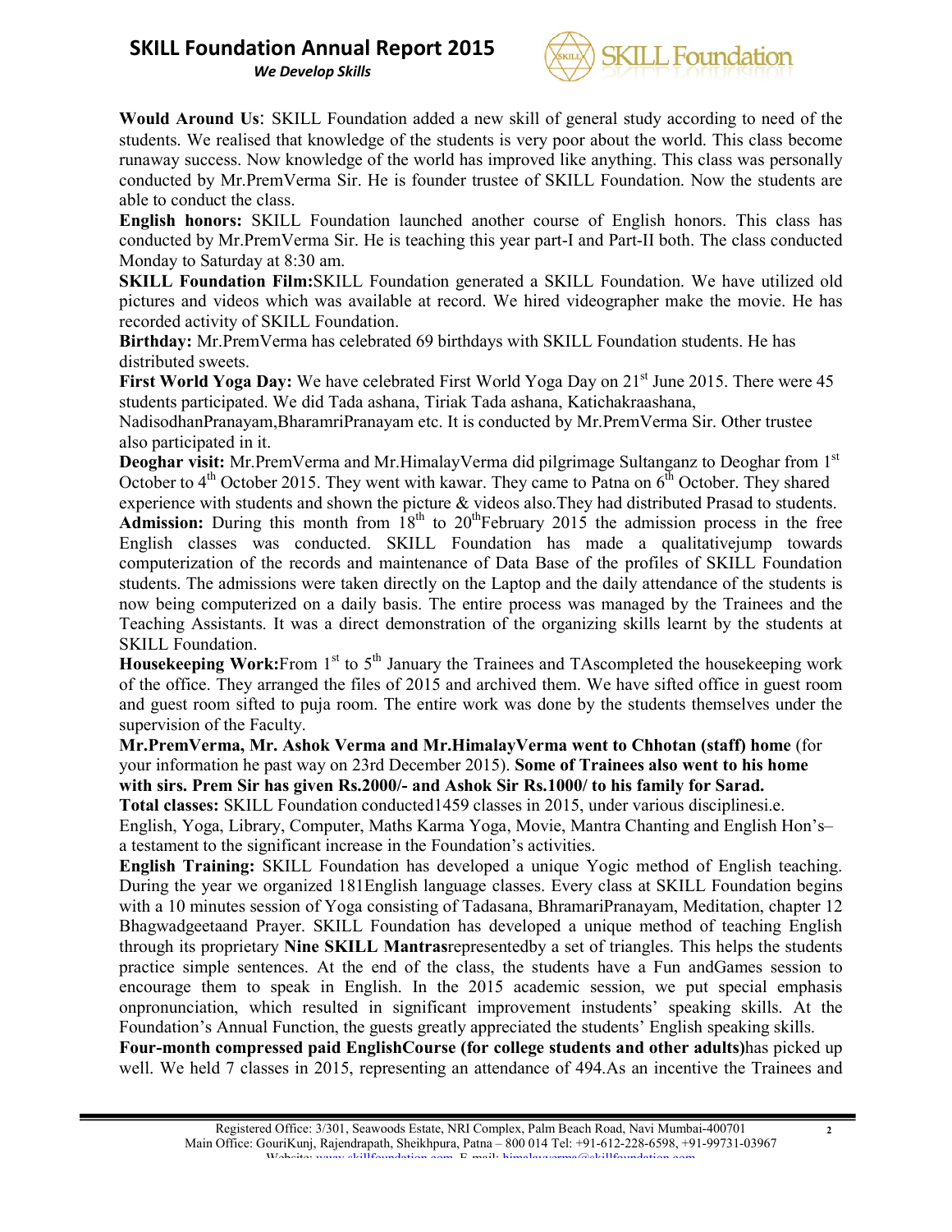**Would Around Us**: SKILL Foundation added a new skill of general study according to need of the students. We realised that knowledge of the students is very poor about the world. This class become runaway success. Now knowledge of the world has improved like anything. This class was personally conducted by Mr.PremVerma Sir. He is founder trustee of SKILL Foundation. Now the students are able to conduct the class.

**English honors:** SKILL Foundation launched another course of English honors. This class has conducted by Mr.PremVerma Sir. He is teaching this year part-I and Part-II both. The class conducted Monday to Saturday at 8:30 am.

**SKILL Foundation Film:**SKILL Foundation generated a SKILL Foundation. We have utilized old pictures and videos which was available at record. We hired videographer make the movie. He has recorded activity of SKILL Foundation.

**Birthday:** Mr.PremVerma has celebrated 69 birthdays with SKILL Foundation students. He has distributed sweets.

**First World Yoga Day:** We have celebrated First World Yoga Day on 21st June 2015. There were 45 students participated. We did Tada ashana, Tiriak Tada ashana, Katichakraashana, NadisodhanPranayam,BharamriPranayam etc. It is conducted by Mr.PremVerma Sir. Other trustee also participated in it.

**Deoghar visit:** Mr.PremVerma and Mr.HimalayVerma did pilgrimage Sultanganz to Deoghar from 1st October to 4th October 2015. They went with kawar. They came to Patna on 6th October. They shared experience with students and shown the picture & videos also.They had distributed Prasad to students.

**Admission:** During this month from 18th to 20thFebruary 2015 the admission process in the free English classes was conducted. SKILL Foundation has made a qualitativejump towards computerization of the records and maintenance of Data Base of the profiles of SKILL Foundation students. The admissions were taken directly on the Laptop and the daily attendance of the students is now being computerized on a daily basis. The entire process was managed by the Trainees and the Teaching Assistants. It was a direct demonstration of the organizing skills learnt by the students at SKILL Foundation.

**Housekeeping Work:**From 1st to 5th January the Trainees and TAscompleted the housekeeping work of the office. They arranged the files of 2015 and archived them. We have sifted office in guest room and guest room sifted to puja room. The entire work was done by the students themselves under the supervision of the Faculty.

**Mr.PremVerma, Mr. Ashok Verma and Mr.HimalayVerma went to Chhotan (staff) home** (for your information he past way on 23rd December 2015). **Some of Trainees also went to his home with sirs. Prem Sir has given Rs.2000/- and Ashok Sir Rs.1000/ to his family for Sarad.**

**Total classes:** SKILL Foundation conducted1459 classes in 2015, under various disciplinesi.e. English, Yoga, Library, Computer, Maths Karma Yoga, Movie, Mantra Chanting and English Hon's– a testament to the significant increase in the Foundation's activities.

**English Training:** SKILL Foundation has developed a unique Yogic method of English teaching. During the year we organized 181English language classes. Every class at SKILL Foundation begins with a 10 minutes session of Yoga consisting of Tadasana, BhramariPranayam, Meditation, chapter 12 Bhagwadgeetaand Prayer. SKILL Foundation has developed a unique method of teaching English through its proprietary **Nine SKILL Mantras**representedby a set of triangles. This helps the students practice simple sentences. At the end of the class, the students have a Fun andGames session to encourage them to speak in English. In the 2015 academic session, we put special emphasis onpronunciation, which resulted in significant improvement instudents' speaking skills. At the Foundation's Annual Function, the guests greatly appreciated the students' English speaking skills.

**Four-month compressed paid EnglishCourse (for college students and other adults)**has picked up well. We held 7 classes in 2015, representing an attendance of 494.As an incentive the Trainees and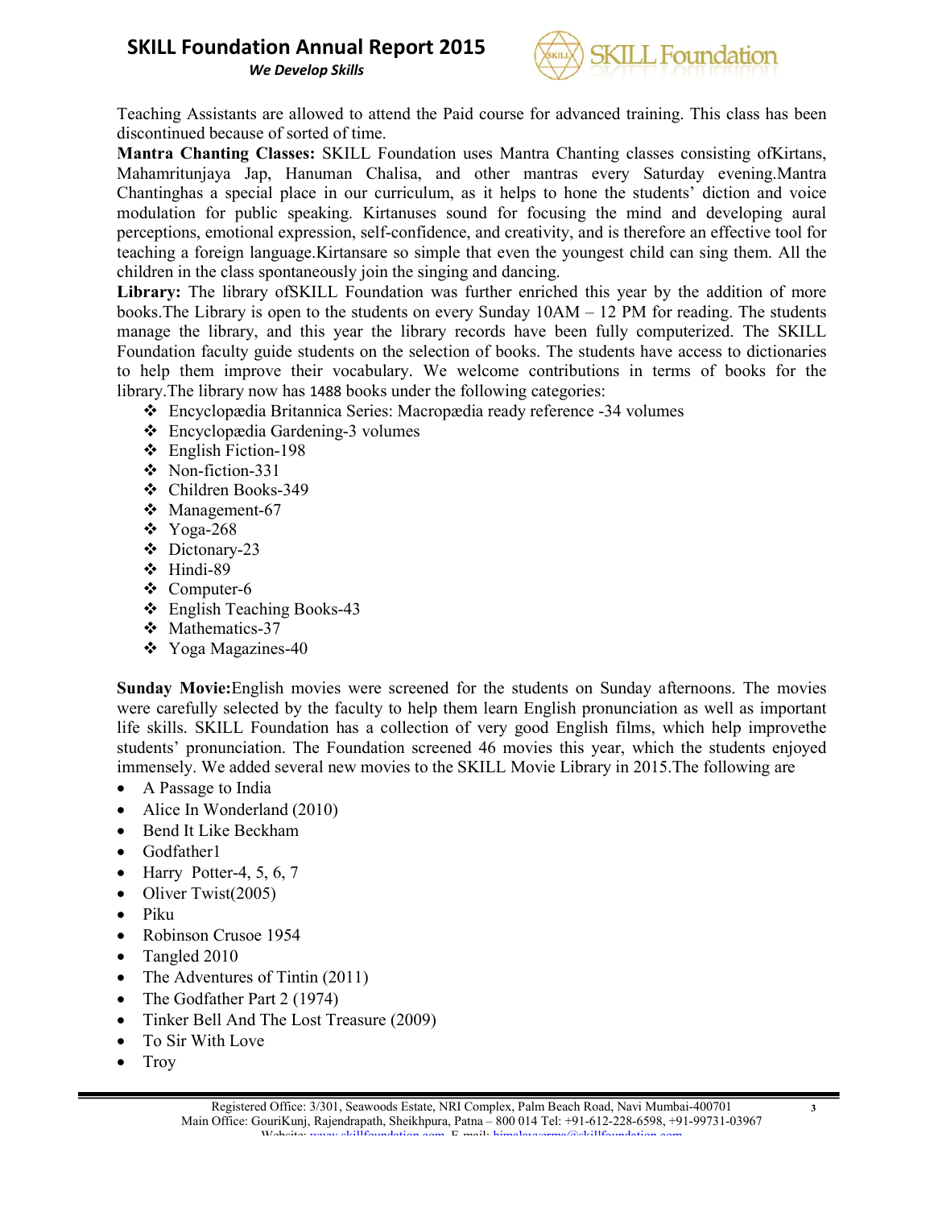Teaching Assistants are allowed to attend the Paid course for advanced training. This class has been discontinued because of sorted of time.

**Mantra Chanting Classes:** SKILL Foundation uses Mantra Chanting classes consisting ofKirtans, Mahamritunjaya Jap, Hanuman Chalisa, and other mantras every Saturday evening.Mantra Chantinghas a special place in our curriculum, as it helps to hone the students' diction and voice modulation for public speaking. Kirtanuses sound for focusing the mind and developing aural perceptions, emotional expression, self-confidence, and creativity, and is therefore an effective tool for teaching a foreign language.Kirtansare so simple that even the youngest child can sing them. All the children in the class spontaneously join the singing and dancing.

**Library:** The library ofSKILL Foundation was further enriched this year by the addition of more books.The Library is open to the students on every Sunday 10AM – 12 PM for reading. The students manage the library, and this year the library records have been fully computerized. The SKILL Foundation faculty guide students on the selection of books. The students have access to dictionaries to help them improve their vocabulary. We welcome contributions in terms of books for the library.The library now has 1488 books under the following categories:

- Encyclopædia Britannica Series: Macropædia ready reference -34 volumes
- Encyclopædia Gardening-3 volumes
- English Fiction-198
- Non-fiction-331
- Children Books-349
- Management-67
- Yoga-268
- Dictonary-23
- Hindi-89
- Computer-6
- English Teaching Books-43
- Mathematics-37
- Yoga Magazines-40

**Sunday Movie:**English movies were screened for the students on Sunday afternoons. The movies were carefully selected by the faculty to help them learn English pronunciation as well as important life skills. SKILL Foundation has a collection of very good English films, which help improvethe students' pronunciation. The Foundation screened 46 movies this year, which the students enjoyed immensely. We added several new movies to the SKILL Movie Library in 2015.The following are

- A Passage to India
- Alice In Wonderland (2010)
- Bend It Like Beckham
- Godfather1
- Harry Potter-4, 5, 6, 7
- Oliver Twist(2005)
- Piku
- Robinson Crusoe 1954
- Tangled 2010
- The Adventures of Tintin (2011)
- The Godfather Part 2 (1974)
- Tinker Bell And The Lost Treasure (2009)
- To Sir With Love
- Troy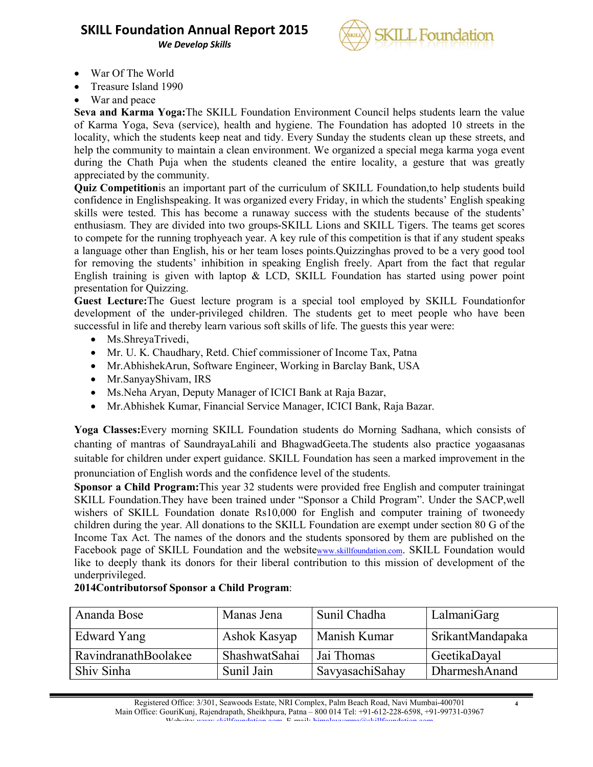- War Of The World
- Treasure Island 1990
- War and peace

**Seva and Karma Yoga:**The SKILL Foundation Environment Council helps students learn the value of Karma Yoga, Seva (service), health and hygiene. The Foundation has adopted 10 streets in the locality, which the students keep neat and tidy. Every Sunday the students clean up these streets, and help the community to maintain a clean environment. We organized a special mega karma yoga event during the Chath Puja when the students cleaned the entire locality, a gesture that was greatly appreciated by the community.

**Quiz Competition**is an important part of the curriculum of SKILL Foundation,to help students build confidence in Englishspeaking. It was organized every Friday, in which the students' English speaking skills were tested. This has become a runaway success with the students because of the students' enthusiasm. They are divided into two groups-SKILL Lions and SKILL Tigers. The teams get scores to compete for the running trophyeach year. A key rule of this competition is that if any student speaks a language other than English, his or her team loses points.Quizzinghas proved to be a very good tool for removing the students' inhibition in speaking English freely. Apart from the fact that regular English training is given with laptop & LCD, SKILL Foundation has started using power point presentation for Quizzing.

**Guest Lecture:**The Guest lecture program is a special tool employed by SKILL Foundationfor development of the under-privileged children. The students get to meet people who have been successful in life and thereby learn various soft skills of life. The guests this year were:

- Ms.ShreyaTrivedi,
- Mr. U. K. Chaudhary, Retd. Chief commissioner of Income Tax, Patna
- Mr.AbhishekArun, Software Engineer, Working in Barclay Bank, USA
- Mr.SanyayShivam, IRS
- Ms.Neha Aryan, Deputy Manager of ICICI Bank at Raja Bazar,
- Mr.Abhishek Kumar, Financial Service Manager, ICICI Bank, Raja Bazar.

**Yoga Classes:**Every morning SKILL Foundation students do Morning Sadhana, which consists of chanting of mantras of SaundrayaLahili and BhagwadGeeta.The students also practice yogaasanas suitable for children under expert guidance. SKILL Foundation has seen a marked improvement in the pronunciation of English words and the confidence level of the students.

**Sponsor a Child Program:**This year 32 students were provided free English and computer trainingat SKILL Foundation.They have been trained under "Sponsor a Child Program". Under the SACP,well wishers of SKILL Foundation donate Rs10,000 for English and computer training of twoneedy children during the year. All donations to the SKILL Foundation are exempt under section 80 G of the Income Tax Act. The names of the donors and the students sponsored by them are published on the Facebook page of SKILL Foundation and the websitewww.skillfoundation.com. SKILL Foundation would like to deeply thank its donors for their liberal contribution to this mission of development of the underprivileged.

**2014Contributorsof Sponsor a Child Program**:

| | | | |
|---|---|---|---|
| Ananda Bose | Manas Jena | Sunil Chadha | LalmaniGarg |
| Edward Yang | Ashok Kasyap | Manish Kumar | SrikantMandapaka |
| RavindranathBoolakee | ShashwatSahai | Jai Thomas | GeetikaDayal |
| Shiv Sinha | Sunil Jain | SavyasachiSahay | DharmeshAnand |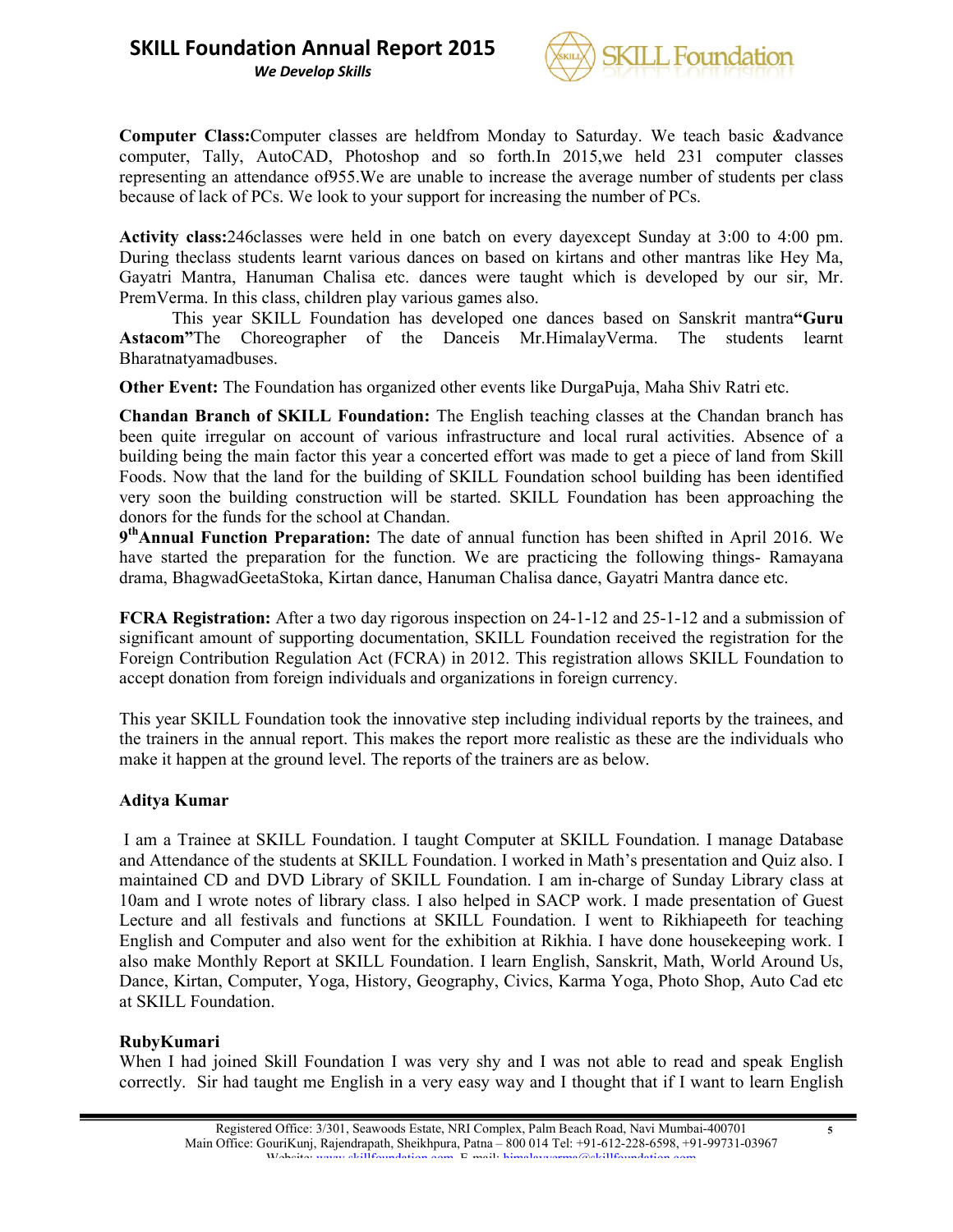**Computer Class:**Computer classes are heldfrom Monday to Saturday. We teach basic &advance computer, Tally, AutoCAD, Photoshop and so forth.In 2015,we held 231 computer classes representing an attendance of955.We are unable to increase the average number of students per class because of lack of PCs. We look to your support for increasing the number of PCs.

**Activity class:**246classes were held in one batch on every dayexcept Sunday at 3:00 to 4:00 pm. During theclass students learnt various dances on based on kirtans and other mantras like Hey Ma, Gayatri Mantra, Hanuman Chalisa etc. dances were taught which is developed by our sir, Mr. PremVerma. In this class, children play various games also.

This year SKILL Foundation has developed one dances based on Sanskrit mantra**"Guru Astacom"**The Choreographer of the Danceis Mr.HimalayVerma. The students learnt Bharatnatyamadbuses.

**Other Event:** The Foundation has organized other events like DurgaPuja, Maha Shiv Ratri etc.

**Chandan Branch of SKILL Foundation:** The English teaching classes at the Chandan branch has been quite irregular on account of various infrastructure and local rural activities. Absence of a building being the main factor this year a concerted effort was made to get a piece of land from Skill Foods. Now that the land for the building of SKILL Foundation school building has been identified very soon the building construction will be started. SKILL Foundation has been approaching the donors for the funds for the school at Chandan.

**9th Annual Function Preparation:** The date of annual function has been shifted in April 2016. We have started the preparation for the function. We are practicing the following things- Ramayana drama, BhagwadGeetaStoka, Kirtan dance, Hanuman Chalisa dance, Gayatri Mantra dance etc.

**FCRA Registration:** After a two day rigorous inspection on 24-1-12 and 25-1-12 and a submission of significant amount of supporting documentation, SKILL Foundation received the registration for the Foreign Contribution Regulation Act (FCRA) in 2012. This registration allows SKILL Foundation to accept donation from foreign individuals and organizations in foreign currency.

This year SKILL Foundation took the innovative step including individual reports by the trainees, and the trainers in the annual report. This makes the report more realistic as these are the individuals who make it happen at the ground level. The reports of the trainers are as below.

**Aditya Kumar**

I am a Trainee at SKILL Foundation. I taught Computer at SKILL Foundation. I manage Database and Attendance of the students at SKILL Foundation. I worked in Math's presentation and Quiz also. I maintained CD and DVD Library of SKILL Foundation. I am in-charge of Sunday Library class at 10am and I wrote notes of library class. I also helped in SACP work. I made presentation of Guest Lecture and all festivals and functions at SKILL Foundation. I went to Rikhiapeeth for teaching English and Computer and also went for the exhibition at Rikhia. I have done housekeeping work. I also make Monthly Report at SKILL Foundation. I learn English, Sanskrit, Math, World Around Us, Dance, Kirtan, Computer, Yoga, History, Geography, Civics, Karma Yoga, Photo Shop, Auto Cad etc at SKILL Foundation.

**RubyKumari**

When I had joined Skill Foundation I was very shy and I was not able to read and speak English correctly. Sir had taught me English in a very easy way and I thought that if I want to learn English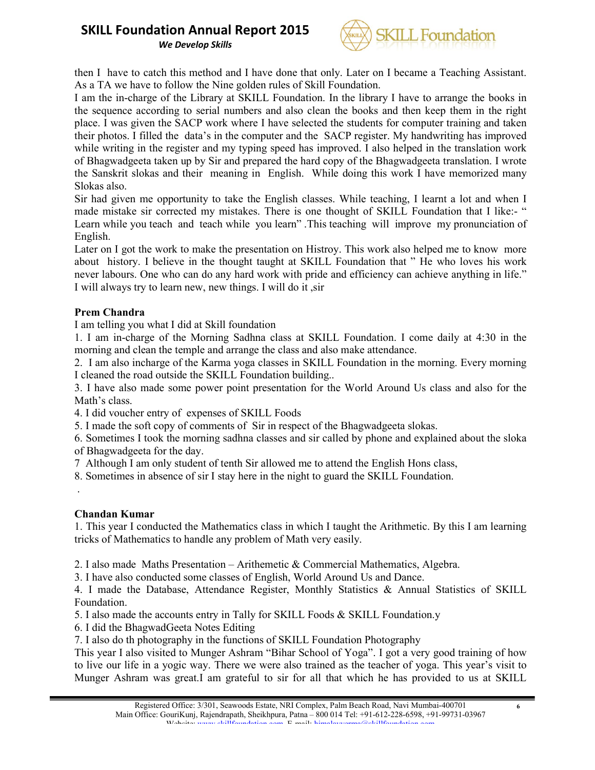then I have to catch this method and I have done that only. Later on I became a Teaching Assistant. As a TA we have to follow the Nine golden rules of Skill Foundation.

I am the in-charge of the Library at SKILL Foundation. In the library I have to arrange the books in the sequence according to serial numbers and also clean the books and then keep them in the right place. I was given the SACP work where I have selected the students for computer training and taken their photos. I filled the data's in the computer and the SACP register. My handwriting has improved while writing in the register and my typing speed has improved. I also helped in the translation work of Bhagwadgeeta taken up by Sir and prepared the hard copy of the Bhagwadgeeta translation. I wrote the Sanskrit slokas and their meaning in English. While doing this work I have memorized many Slokas also.

Sir had given me opportunity to take the English classes. While teaching, I learnt a lot and when I made mistake sir corrected my mistakes. There is one thought of SKILL Foundation that I like:- " Learn while you teach and teach while you learn" .This teaching will improve my pronunciation of English.

Later on I got the work to make the presentation on Histroy. This work also helped me to know more about history. I believe in the thought taught at SKILL Foundation that " He who loves his work never labours. One who can do any hard work with pride and efficiency can achieve anything in life." I will always try to learn new, new things. I will do it ,sir

**Prem Chandra**

I am telling you what I did at Skill foundation

1. I am in-charge of the Morning Sadhna class at SKILL Foundation. I come daily at 4:30 in the morning and clean the temple and arrange the class and also make attendance.
2. I am also incharge of the Karma yoga classes in SKILL Foundation in the morning. Every morning I cleaned the road outside the SKILL Foundation building..
3. I have also made some power point presentation for the World Around Us class and also for the Math's class.
4. I did voucher entry of expenses of SKILL Foods
5. I made the soft copy of comments of Sir in respect of the Bhagwadgeeta slokas.
6. Sometimes I took the morning sadhna classes and sir called by phone and explained about the sloka of Bhagwadgeeta for the day.
7 Although I am only student of tenth Sir allowed me to attend the English Hons class,
8. Sometimes in absence of sir I stay here in the night to guard the SKILL Foundation.

.

**Chandan Kumar**

1. This year I conducted the Mathematics class in which I taught the Arithmetic. By this I am learning tricks of Mathematics to handle any problem of Math very easily.

2. I also made Maths Presentation – Arithemetic & Commercial Mathematics, Algebra.
3. I have also conducted some classes of English, World Around Us and Dance.
4. I made the Database, Attendance Register, Monthly Statistics & Annual Statistics of SKILL Foundation.
5. I also made the accounts entry in Tally for SKILL Foods & SKILL Foundation.y
6. I did the BhagwadGeeta Notes Editing
7. I also do th photography in the functions of SKILL Foundation Photography

This year I also visited to Munger Ashram "Bihar School of Yoga". I got a very good training of how to live our life in a yogic way. There we were also trained as the teacher of yoga. This year's visit to Munger Ashram was great.I am grateful to sir for all that which he has provided to us at SKILL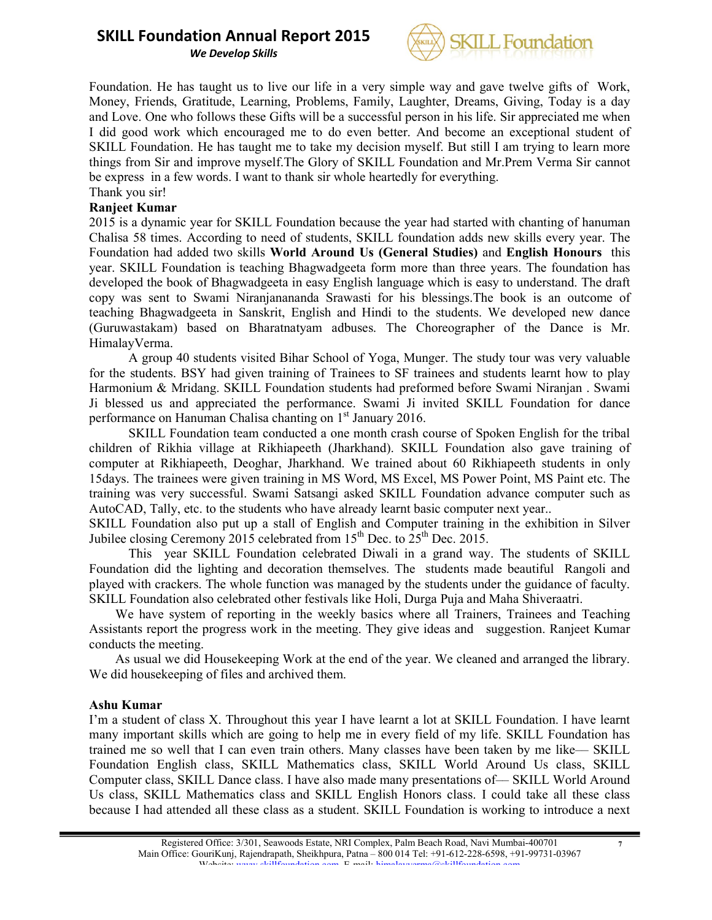Foundation. He has taught us to live our life in a very simple way and gave twelve gifts of Work, Money, Friends, Gratitude, Learning, Problems, Family, Laughter, Dreams, Giving, Today is a day and Love. One who follows these Gifts will be a successful person in his life. Sir appreciated me when I did good work which encouraged me to do even better. And become an exceptional student of SKILL Foundation. He has taught me to take my decision myself. But still I am trying to learn more things from Sir and improve myself.The Glory of SKILL Foundation and Mr.Prem Verma Sir cannot be express in a few words. I want to thank sir whole heartedly for everything.

Thank you sir!

**Ranjeet Kumar**

2015 is a dynamic year for SKILL Foundation because the year had started with chanting of hanuman Chalisa 58 times. According to need of students, SKILL foundation adds new skills every year. The Foundation had added two skills **World Around Us (General Studies)** and **English Honours** this year. SKILL Foundation is teaching Bhagwadgeeta form more than three years. The foundation has developed the book of Bhagwadgeeta in easy English language which is easy to understand. The draft copy was sent to Swami Niranjanananda Srawasti for his blessings.The book is an outcome of teaching Bhagwadgeeta in Sanskrit, English and Hindi to the students. We developed new dance (Guruwastakam) based on Bharatnatyam adbuses. The Choreographer of the Dance is Mr. HimalayVerma.

A group 40 students visited Bihar School of Yoga, Munger. The study tour was very valuable for the students. BSY had given training of Trainees to SF trainees and students learnt how to play Harmonium & Mridang. SKILL Foundation students had preformed before Swami Niranjan . Swami Ji blessed us and appreciated the performance. Swami Ji invited SKILL Foundation for dance performance on Hanuman Chalisa chanting on 1st January 2016.

SKILL Foundation team conducted a one month crash course of Spoken English for the tribal children of Rikhia village at Rikhiapeeth (Jharkhand). SKILL Foundation also gave training of computer at Rikhiapeeth, Deoghar, Jharkhand. We trained about 60 Rikhiapeeth students in only 15days. The trainees were given training in MS Word, MS Excel, MS Power Point, MS Paint etc. The training was very successful. Swami Satsangi asked SKILL Foundation advance computer such as AutoCAD, Tally, etc. to the students who have already learnt basic computer next year..

SKILL Foundation also put up a stall of English and Computer training in the exhibition in Silver Jubilee closing Ceremony 2015 celebrated from 15th Dec. to 25th Dec. 2015.

This year SKILL Foundation celebrated Diwali in a grand way. The students of SKILL Foundation did the lighting and decoration themselves. The students made beautiful Rangoli and played with crackers. The whole function was managed by the students under the guidance of faculty. SKILL Foundation also celebrated other festivals like Holi, Durga Puja and Maha Shiveraatri.

We have system of reporting in the weekly basics where all Trainers, Trainees and Teaching Assistants report the progress work in the meeting. They give ideas and suggestion. Ranjeet Kumar conducts the meeting.

As usual we did Housekeeping Work at the end of the year. We cleaned and arranged the library. We did housekeeping of files and archived them.

**Ashu Kumar**

I'm a student of class X. Throughout this year I have learnt a lot at SKILL Foundation. I have learnt many important skills which are going to help me in every field of my life. SKILL Foundation has trained me so well that I can even train others. Many classes have been taken by me like— SKILL Foundation English class, SKILL Mathematics class, SKILL World Around Us class, SKILL Computer class, SKILL Dance class. I have also made many presentations of— SKILL World Around Us class, SKILL Mathematics class and SKILL English Honors class. I could take all these class because I had attended all these class as a student. SKILL Foundation is working to introduce a next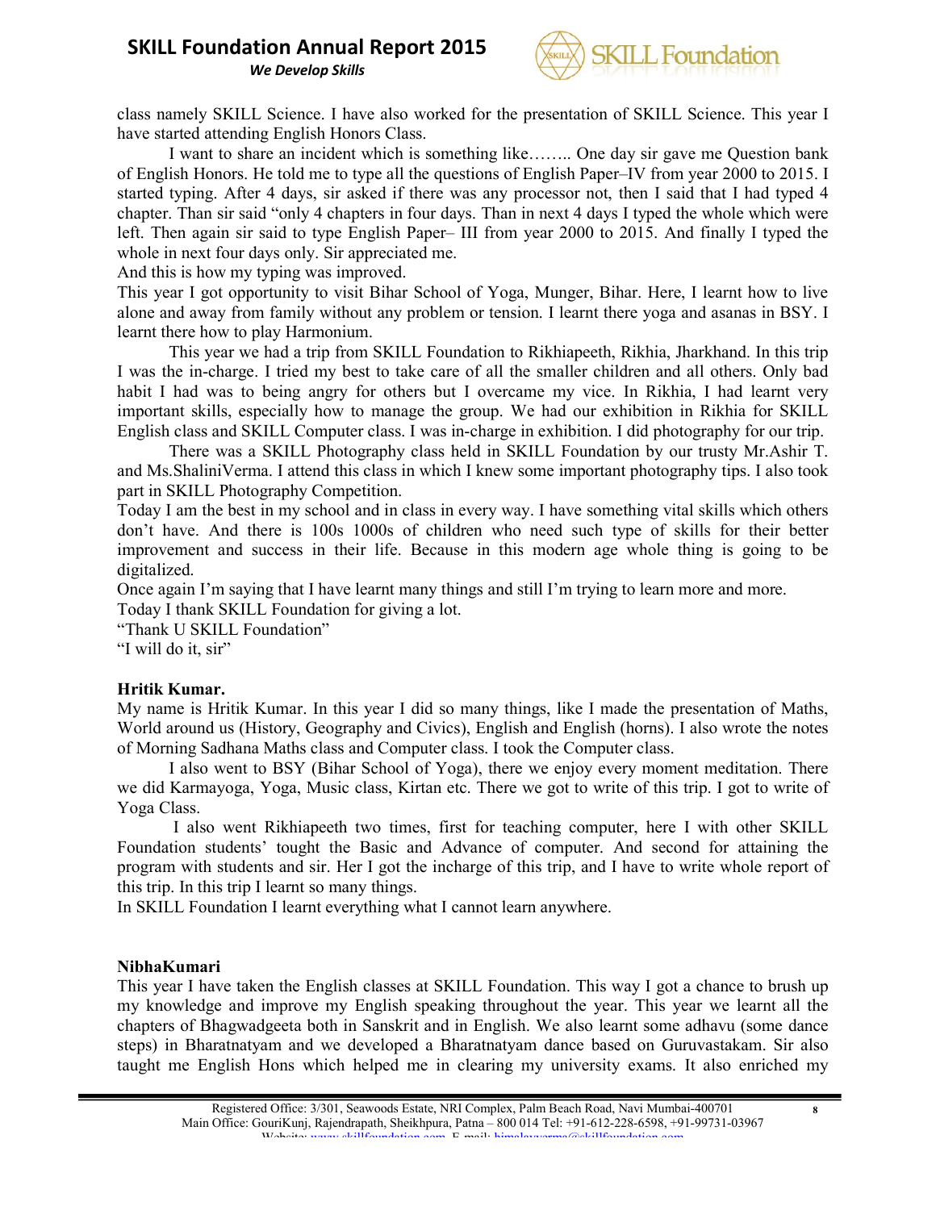class namely SKILL Science. I have also worked for the presentation of SKILL Science. This year I have started attending English Honors Class.

I want to share an incident which is something like…….. One day sir gave me Question bank of English Honors. He told me to type all the questions of English Paper–IV from year 2000 to 2015. I started typing. After 4 days, sir asked if there was any processor not, then I said that I had typed 4 chapter. Than sir said "only 4 chapters in four days. Than in next 4 days I typed the whole which were left. Then again sir said to type English Paper– III from year 2000 to 2015. And finally I typed the whole in next four days only. Sir appreciated me.

And this is how my typing was improved.

This year I got opportunity to visit Bihar School of Yoga, Munger, Bihar. Here, I learnt how to live alone and away from family without any problem or tension. I learnt there yoga and asanas in BSY. I learnt there how to play Harmonium.

This year we had a trip from SKILL Foundation to Rikhiapeeth, Rikhia, Jharkhand. In this trip I was the in-charge. I tried my best to take care of all the smaller children and all others. Only bad habit I had was to being angry for others but I overcame my vice. In Rikhia, I had learnt very important skills, especially how to manage the group. We had our exhibition in Rikhia for SKILL English class and SKILL Computer class. I was in-charge in exhibition. I did photography for our trip.

There was a SKILL Photography class held in SKILL Foundation by our trusty Mr.Ashir T. and Ms.ShaliniVerma. I attend this class in which I knew some important photography tips. I also took part in SKILL Photography Competition.

Today I am the best in my school and in class in every way. I have something vital skills which others don't have. And there is 100s 1000s of children who need such type of skills for their better improvement and success in their life. Because in this modern age whole thing is going to be digitalized.

Once again I'm saying that I have learnt many things and still I'm trying to learn more and more.

Today I thank SKILL Foundation for giving a lot.

"Thank U SKILL Foundation"

"I will do it, sir"

**Hritik Kumar.**

My name is Hritik Kumar. In this year I did so many things, like I made the presentation of Maths, World around us (History, Geography and Civics), English and English (horns). I also wrote the notes of Morning Sadhana Maths class and Computer class. I took the Computer class.

I also went to BSY (Bihar School of Yoga), there we enjoy every moment meditation. There we did Karmayoga, Yoga, Music class, Kirtan etc. There we got to write of this trip. I got to write of Yoga Class.

I also went Rikhiapeeth two times, first for teaching computer, here I with other SKILL Foundation students' tought the Basic and Advance of computer. And second for attaining the program with students and sir. Her I got the incharge of this trip, and I have to write whole report of this trip. In this trip I learnt so many things.

In SKILL Foundation I learnt everything what I cannot learn anywhere.

**NibhaKumari**

This year I have taken the English classes at SKILL Foundation. This way I got a chance to brush up my knowledge and improve my English speaking throughout the year. This year we learnt all the chapters of Bhagwadgeeta both in Sanskrit and in English. We also learnt some adhavu (some dance steps) in Bharatnatyam and we developed a Bharatnatyam dance based on Guruvastakam. Sir also taught me English Hons which helped me in clearing my university exams. It also enriched my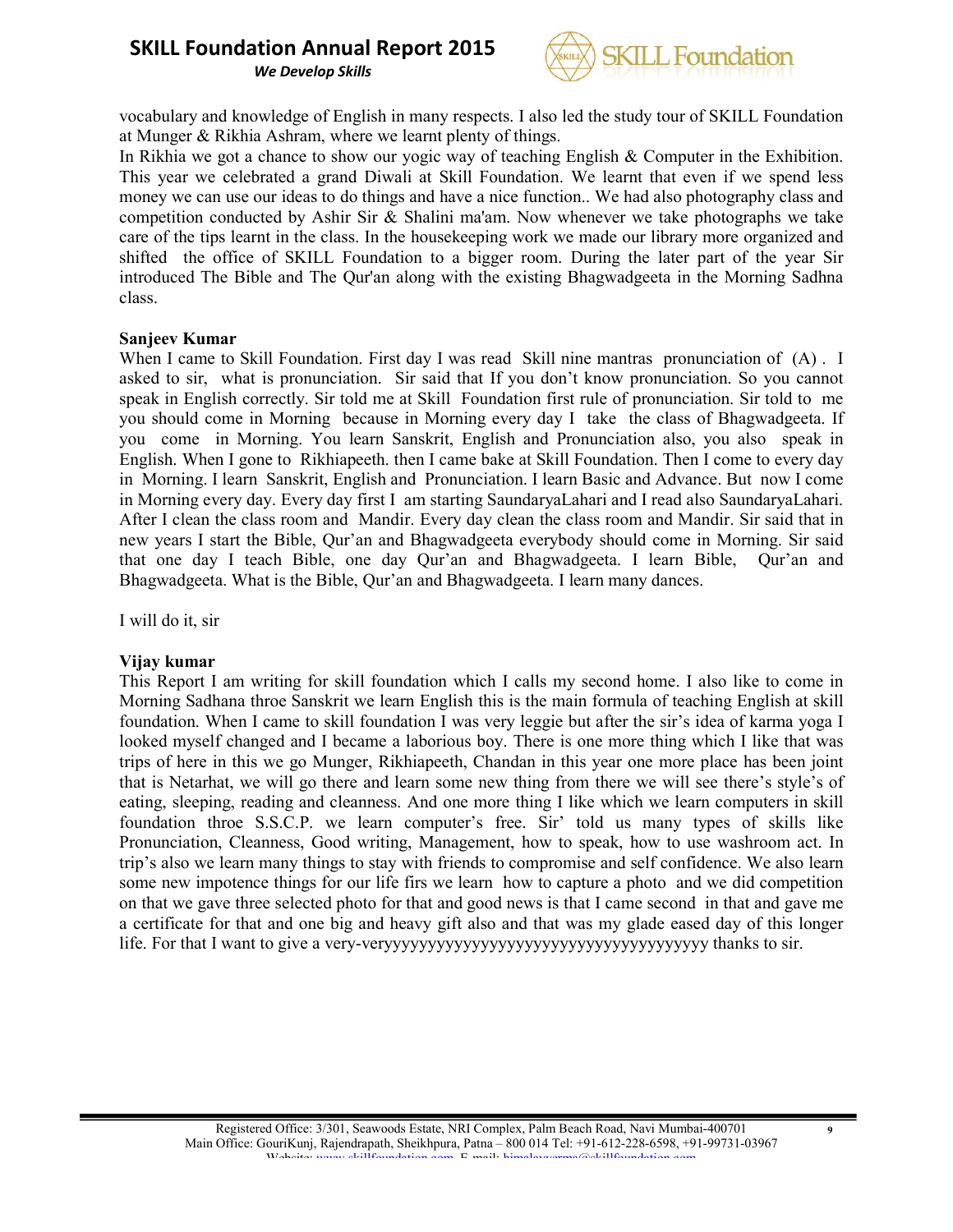vocabulary and knowledge of English in many respects. I also led the study tour of SKILL Foundation at Munger & Rikhia Ashram, where we learnt plenty of things.
In Rikhia we got a chance to show our yogic way of teaching English & Computer in the Exhibition. This year we celebrated a grand Diwali at Skill Foundation. We learnt that even if we spend less money we can use our ideas to do things and have a nice function.. We had also photography class and competition conducted by Ashir Sir & Shalini ma'am. Now whenever we take photographs we take care of the tips learnt in the class. In the housekeeping work we made our library more organized and shifted the office of SKILL Foundation to a bigger room. During the later part of the year Sir introduced The Bible and The Qur'an along with the existing Bhagwadgeeta in the Morning Sadhna class.

**Sanjeev Kumar**

When I came to Skill Foundation. First day I was read Skill nine mantras pronunciation of (A) . I asked to sir, what is pronunciation. Sir said that If you don't know pronunciation. So you cannot speak in English correctly. Sir told me at Skill Foundation first rule of pronunciation. Sir told to me you should come in Morning because in Morning every day I take the class of Bhagwadgeeta. If you come in Morning. You learn Sanskrit, English and Pronunciation also, you also speak in English. When I gone to Rikhiapeeth. then I came bake at Skill Foundation. Then I come to every day in Morning. I learn Sanskrit, English and Pronunciation. I learn Basic and Advance. But now I come in Morning every day. Every day first I am starting SaundaryaLahari and I read also SaundaryaLahari. After I clean the class room and Mandir. Every day clean the class room and Mandir. Sir said that in new years I start the Bible, Qur'an and Bhagwadgeeta everybody should come in Morning. Sir said that one day I teach Bible, one day Qur'an and Bhagwadgeeta. I learn Bible, Qur'an and Bhagwadgeeta. What is the Bible, Qur'an and Bhagwadgeeta. I learn many dances.

I will do it, sir

**Vijay kumar**

This Report I am writing for skill foundation which I calls my second home. I also like to come in Morning Sadhana throe Sanskrit we learn English this is the main formula of teaching English at skill foundation. When I came to skill foundation I was very leggie but after the sir's idea of karma yoga I looked myself changed and I became a laborious boy. There is one more thing which I like that was trips of here in this we go Munger, Rikhiapeeth, Chandan in this year one more place has been joint that is Netarhat, we will go there and learn some new thing from there we will see there's style's of eating, sleeping, reading and cleanness. And one more thing I like which we learn computers in skill foundation throe S.S.C.P. we learn computer's free. Sir' told us many types of skills like Pronunciation, Cleanness, Good writing, Management, how to speak, how to use washroom act. In trip's also we learn many things to stay with friends to compromise and self confidence. We also learn some new impotence things for our life firs we learn how to capture a photo and we did competition on that we gave three selected photo for that and good news is that I came second in that and gave me a certificate for that and one big and heavy gift also and that was my glade eased day of this longer life. For that I want to give a very-veryyyyyyyyyyyyyyyyyyyyyyyyyyyyyyyyyyyyy thanks to sir.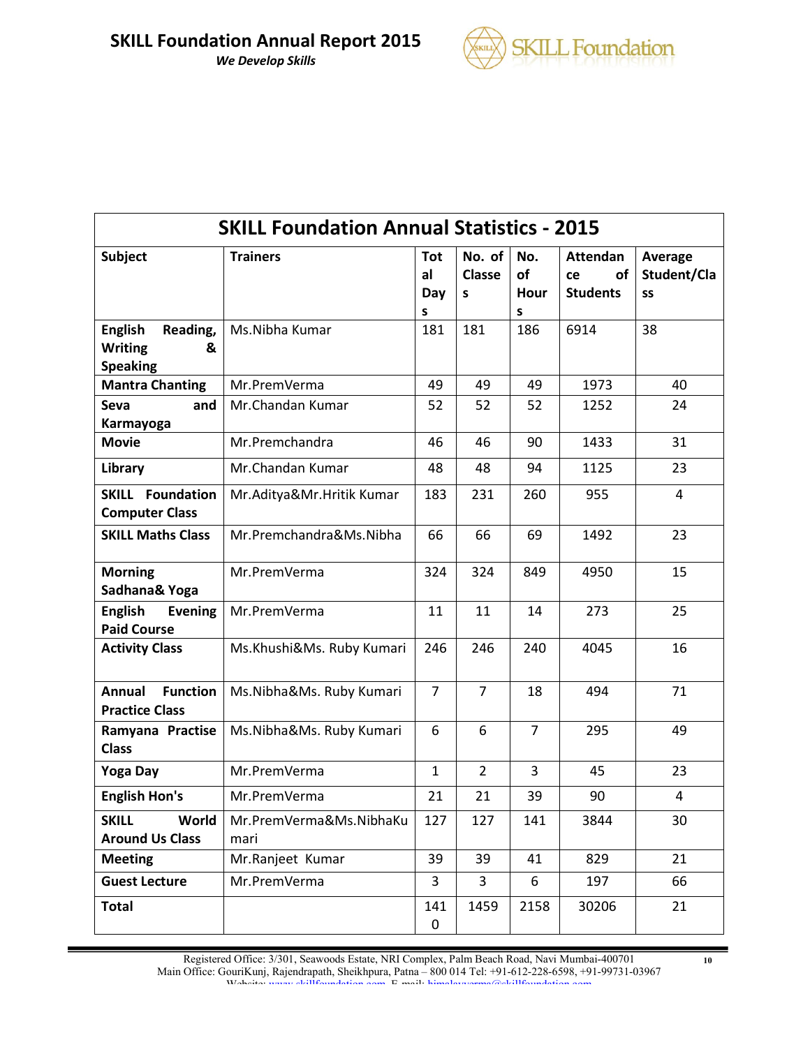| SKILL Foundation Annual Statistics - 2015 | | | | | | |
|---|---|---|---|---|---|---|
| **Subject** | **Trainers** | **Total Days** | **No. of Classes** | **No. of Hours** | **Attendance of Students** | **Average Student/Class** |
| **English Reading, Writing & Speaking** | Ms.Nibha Kumar | 181 | 181 | 186 | 6914 | 38 |
| **Mantra Chanting** | Mr.PremVerma | 49 | 49 | 49 | 1973 | 40 |
| **Seva and Karmayoga** | Mr.Chandan Kumar | 52 | 52 | 52 | 1252 | 24 |
| **Movie** | Mr.Premchandra | 46 | 46 | 90 | 1433 | 31 |
| **Library** | Mr.Chandan Kumar | 48 | 48 | 94 | 1125 | 23 |
| **SKILL Foundation Computer Class** | Mr.Aditya&Mr.Hritik Kumar | 183 | 231 | 260 | 955 | 4 |
| **SKILL Maths Class** | Mr.Premchandra&Ms.Nibha | 66 | 66 | 69 | 1492 | 23 |
| **Morning Sadhana& Yoga** | Mr.PremVerma | 324 | 324 | 849 | 4950 | 15 |
| **English Evening Paid Course** | Mr.PremVerma | 11 | 11 | 14 | 273 | 25 |
| **Activity Class** | Ms.Khushi&Ms. Ruby Kumari | 246 | 246 | 240 | 4045 | 16 |
| **Annual Function Practice Class** | Ms.Nibha&Ms. Ruby Kumari | 7 | 7 | 18 | 494 | 71 |
| **Ramyana Practise Class** | Ms.Nibha&Ms. Ruby Kumari | 6 | 6 | 7 | 295 | 49 |
| **Yoga Day** | Mr.PremVerma | 1 | 2 | 3 | 45 | 23 |
| **English Hon's** | Mr.PremVerma | 21 | 21 | 39 | 90 | 4 |
| **SKILL World Around Us Class** | Mr.PremVerma&Ms.NibhaKumari | 127 | 127 | 141 | 3844 | 30 |
| **Meeting** | Mr.Ranjeet Kumar | 39 | 39 | 41 | 829 | 21 |
| **Guest Lecture** | Mr.PremVerma | 3 | 3 | 6 | 197 | 66 |
| **Total** | | 1410 | 1459 | 2158 | 30206 | 21 |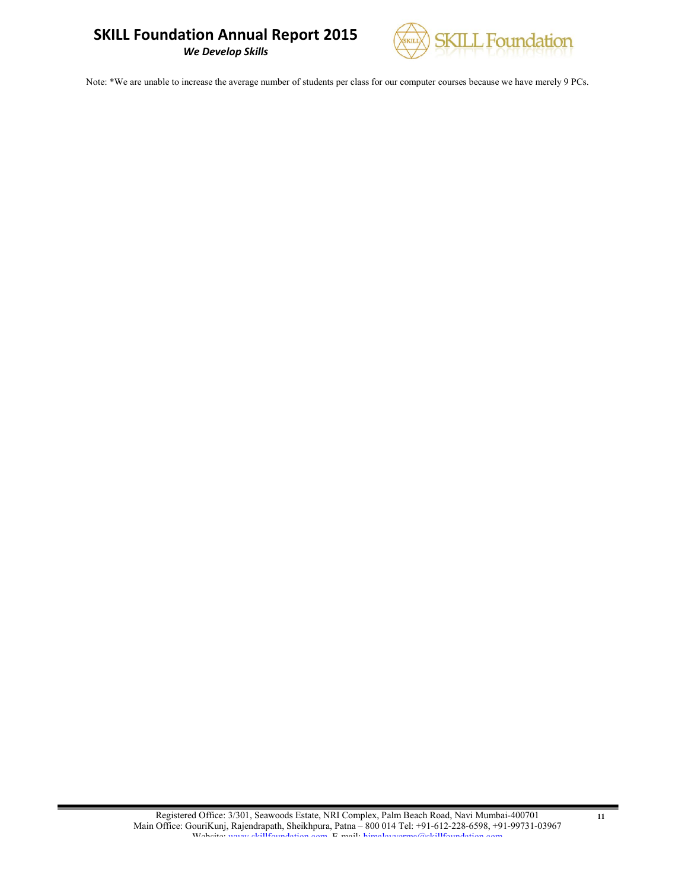Note: *We are unable to increase the average number of students per class for our computer courses because we have merely 9 PCs.